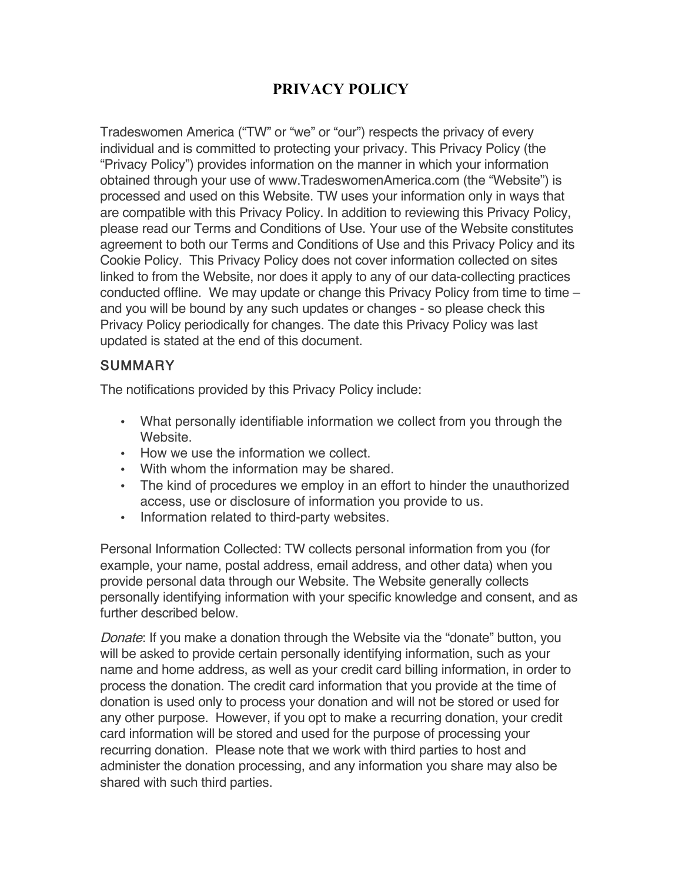# PRIVACY POLICY

Tradeswomen America ("TW" or "we" or "our") respects the privacy of every individual and is committed to protecting your privacy. This Privacy Policy (the "Privacy Policy") provides information on the manner in which your information obtained through your use of www.TradeswomenAmerica.com (the "Website") is processed and used on this Website. TW uses your information only in ways that are compatible with this Privacy Policy. In addition to reviewing this Privacy Policy, please read our Terms and Conditions of Use. Your use of the Website constitutes agreement to both our Terms and Conditions of Use and this Privacy Policy and its Cookie Policy. This Privacy Policy does not cover information collected on sites linked to from the Website, nor does it apply to any of our data-collecting practices conducted offline. We may update or change this Privacy Policy from time to time – and you will be bound by any such updates or changes - so please check this Privacy Policy periodically for changes. The date this Privacy Policy was last updated is stated at the end of this document.

## SUMMARY

The notifications provided by this Privacy Policy include:

- What personally identifiable information we collect from you through the Website.
- How we use the information we collect.
- With whom the information may be shared.
- The kind of procedures we employ in an effort to hinder the unauthorized access, use or disclosure of information you provide to us.
- Information related to third-party websites.

Personal Information Collected: TW collects personal information from you (for example, your name, postal address, email address, and other data) when you provide personal data through our Website. The Website generally collects personally identifying information with your specific knowledge and consent, and as further described below.

*Donate*: If you make a donation through the Website via the "donate" button, you will be asked to provide certain personally identifying information, such as your name and home address, as well as your credit card billing information, in order to process the donation. The credit card information that you provide at the time of donation is used only to process your donation and will not be stored or used for any other purpose. However, if you opt to make a recurring donation, your credit card information will be stored and used for the purpose of processing your recurring donation. Please note that we work with third parties to host and administer the donation processing, and any information you share may also be shared with such third parties.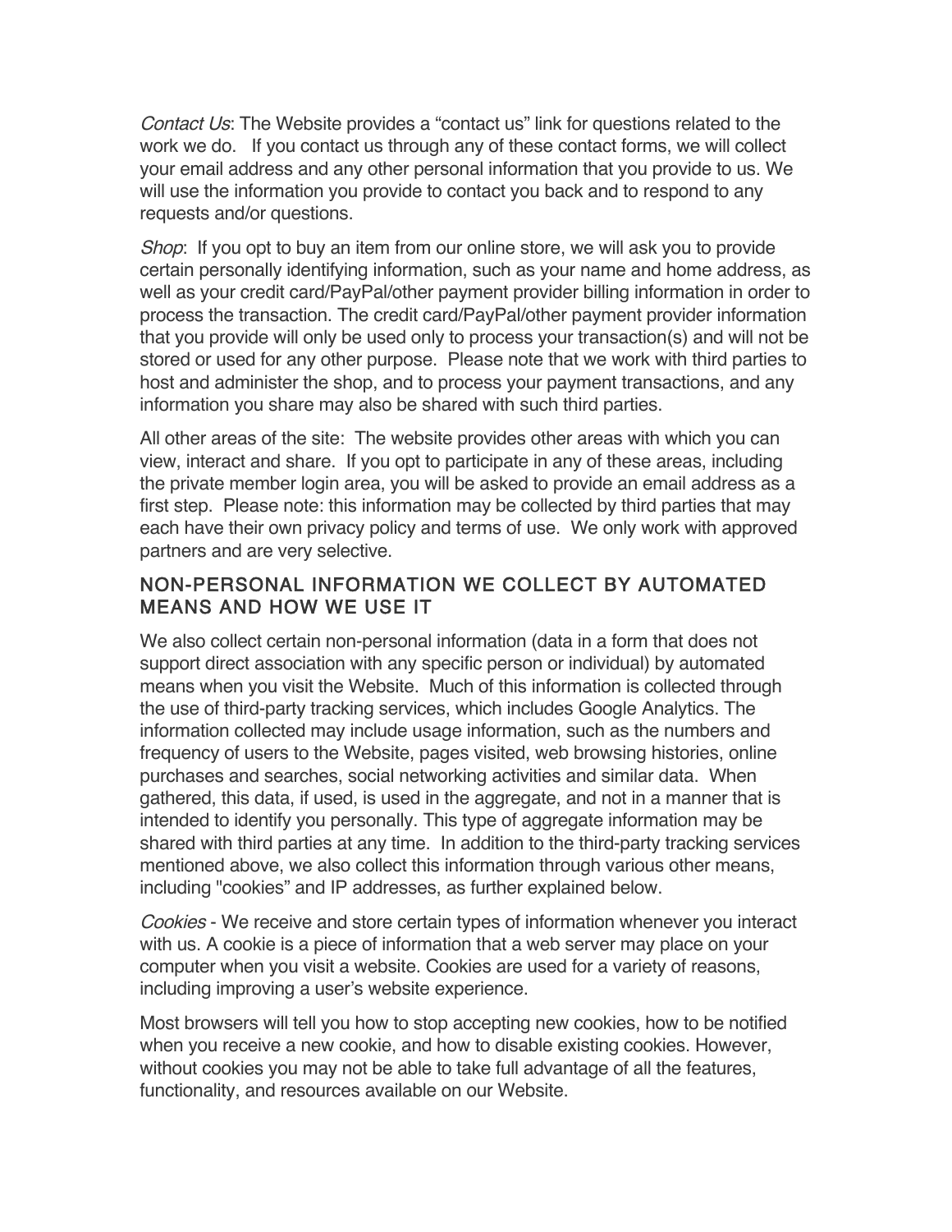*Contact Us*: The Website provides a "contact us" link for questions related to the work we do. If you contact us through any of these contact forms, we will collect your email address and any other personal information that you provide to us. We will use the information you provide to contact you back and to respond to any requests and/or questions.

*Shop*: If you opt to buy an item from our online store, we will ask you to provide certain personally identifying information, such as your name and home address, as well as your credit card/PayPal/other payment provider billing information in order to process the transaction. The credit card/PayPal/other payment provider information that you provide will only be used only to process your transaction(s) and will not be stored or used for any other purpose. Please note that we work with third parties to host and administer the shop, and to process your payment transactions, and any information you share may also be shared with such third parties.

All other areas of the site: The website provides other areas with which you can view, interact and share. If you opt to participate in any of these areas, including the private member login area, you will be asked to provide an email address as a first step. Please note: this information may be collected by third parties that may each have their own privacy policy and terms of use. We only work with approved partners and are very selective.

## NON-PERSONAL INFORMATION WE COLLECT BY AUTOMATED MEANS AND HOW WE USE IT

We also collect certain non-personal information (data in a form that does not support direct association with any specific person or individual) by automated means when you visit the Website. Much of this information is collected through the use of third-party tracking services, which includes Google Analytics. The information collected may include usage information, such as the numbers and frequency of users to the Website, pages visited, web browsing histories, online purchases and searches, social networking activities and similar data. When gathered, this data, if used, is used in the aggregate, and not in a manner that is intended to identify you personally. This type of aggregate information may be shared with third parties at any time. In addition to the third-party tracking services mentioned above, we also collect this information through various other means, including "cookies" and IP addresses, as further explained below.

*Cookies* - We receive and store certain types of information whenever you interact with us. A cookie is a piece of information that a web server may place on your computer when you visit a website. Cookies are used for a variety of reasons, including improving a user's website experience.

Most browsers will tell you how to stop accepting new cookies, how to be notified when you receive a new cookie, and how to disable existing cookies. However, without cookies you may not be able to take full advantage of all the features, functionality, and resources available on our Website.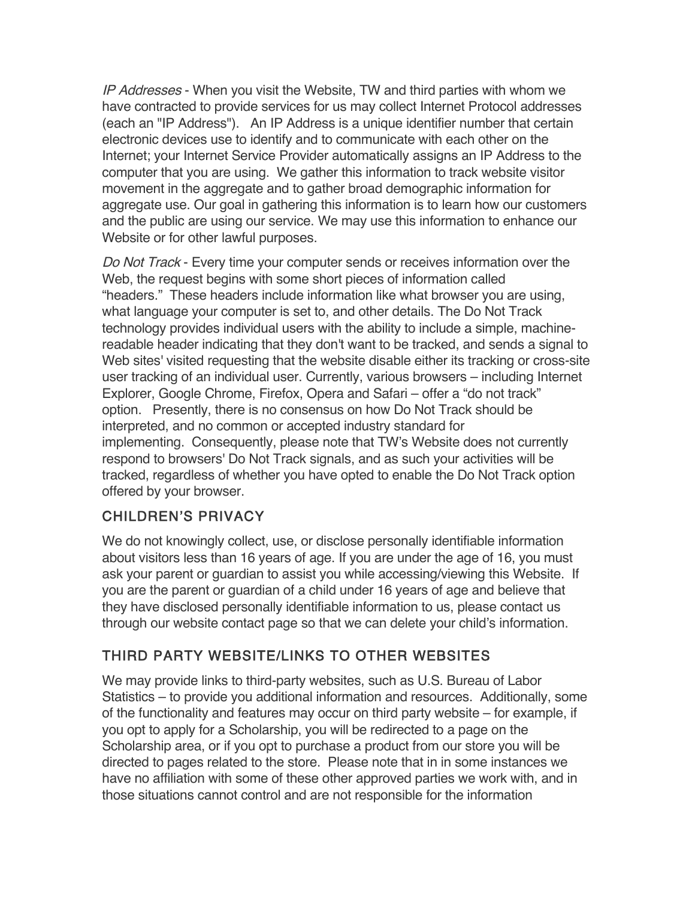*IP Addresses* - When you visit the Website, TW and third parties with whom we have contracted to provide services for us may collect Internet Protocol addresses (each an "IP Address"). An IP Address is a unique identifier number that certain electronic devices use to identify and to communicate with each other on the Internet; your Internet Service Provider automatically assigns an IP Address to the computer that you are using. We gather this information to track website visitor movement in the aggregate and to gather broad demographic information for aggregate use. Our goal in gathering this information is to learn how our customers and the public are using our service. We may use this information to enhance our Website or for other lawful purposes.

*Do Not Track* - Every time your computer sends or receives information over the Web, the request begins with some short pieces of information called "headers." These headers include information like what browser you are using, what language your computer is set to, and other details. The Do Not Track technology provides individual users with the ability to include a simple, machine-readable header indicating that they don't want to be tracked, and sends a signal to Web sites' visited requesting that the website disable either its tracking or cross-site user tracking of an individual user. Currently, various browsers – including Internet Explorer, Google Chrome, Firefox, Opera and Safari – offer a "do not track" option. Presently, there is no consensus on how Do Not Track should be interpreted, and no common or accepted industry standard for implementing. Consequently, please note that TW's Website does not currently respond to browsers' Do Not Track signals, and as such your activities will be tracked, regardless of whether you have opted to enable the Do Not Track option offered by your browser.

## CHILDREN'S PRIVACY

We do not knowingly collect, use, or disclose personally identifiable information about visitors less than 16 years of age. If you are under the age of 16, you must ask your parent or guardian to assist you while accessing/viewing this Website. If you are the parent or guardian of a child under 16 years of age and believe that they have disclosed personally identifiable information to us, please contact us through our website contact page so that we can delete your child's information.

## THIRD PARTY WEBSITE/LINKS TO OTHER WEBSITES

We may provide links to third-party websites, such as U.S. Bureau of Labor Statistics – to provide you additional information and resources. Additionally, some of the functionality and features may occur on third party website – for example, if you opt to apply for a Scholarship, you will be redirected to a page on the Scholarship area, or if you opt to purchase a product from our store you will be directed to pages related to the store. Please note that in in some instances we have no affiliation with some of these other approved parties we work with, and in those situations cannot control and are not responsible for the information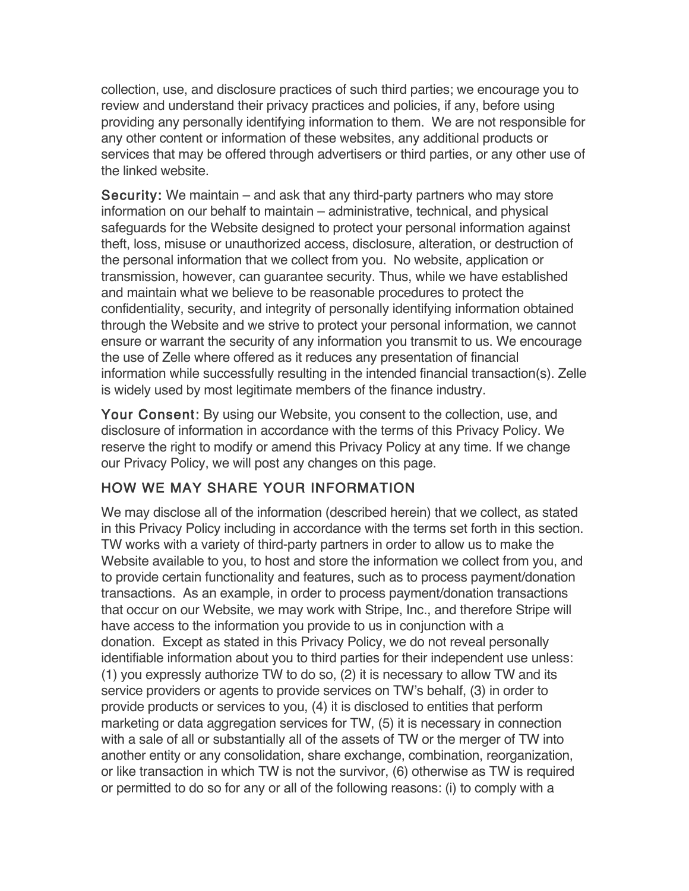collection, use, and disclosure practices of such third parties; we encourage you to review and understand their privacy practices and policies, if any, before using providing any personally identifying information to them. We are not responsible for any other content or information of these websites, any additional products or services that may be offered through advertisers or third parties, or any other use of the linked website.

**Security:** We maintain – and ask that any third-party partners who may store information on our behalf to maintain – administrative, technical, and physical safeguards for the Website designed to protect your personal information against theft, loss, misuse or unauthorized access, disclosure, alteration, or destruction of the personal information that we collect from you. No website, application or transmission, however, can guarantee security. Thus, while we have established and maintain what we believe to be reasonable procedures to protect the confidentiality, security, and integrity of personally identifying information obtained through the Website and we strive to protect your personal information, we cannot ensure or warrant the security of any information you transmit to us. We encourage the use of Zelle where offered as it reduces any presentation of financial information while successfully resulting in the intended financial transaction(s). Zelle is widely used by most legitimate members of the finance industry.

**Your Consent:** By using our Website, you consent to the collection, use, and disclosure of information in accordance with the terms of this Privacy Policy. We reserve the right to modify or amend this Privacy Policy at any time. If we change our Privacy Policy, we will post any changes on this page.

## HOW WE MAY SHARE YOUR INFORMATION

We may disclose all of the information (described herein) that we collect, as stated in this Privacy Policy including in accordance with the terms set forth in this section. TW works with a variety of third-party partners in order to allow us to make the Website available to you, to host and store the information we collect from you, and to provide certain functionality and features, such as to process payment/donation transactions. As an example, in order to process payment/donation transactions that occur on our Website, we may work with Stripe, Inc., and therefore Stripe will have access to the information you provide to us in conjunction with a donation. Except as stated in this Privacy Policy, we do not reveal personally identifiable information about you to third parties for their independent use unless: (1) you expressly authorize TW to do so, (2) it is necessary to allow TW and its service providers or agents to provide services on TW's behalf, (3) in order to provide products or services to you, (4) it is disclosed to entities that perform marketing or data aggregation services for TW, (5) it is necessary in connection with a sale of all or substantially all of the assets of TW or the merger of TW into another entity or any consolidation, share exchange, combination, reorganization, or like transaction in which TW is not the survivor, (6) otherwise as TW is required or permitted to do so for any or all of the following reasons: (i) to comply with a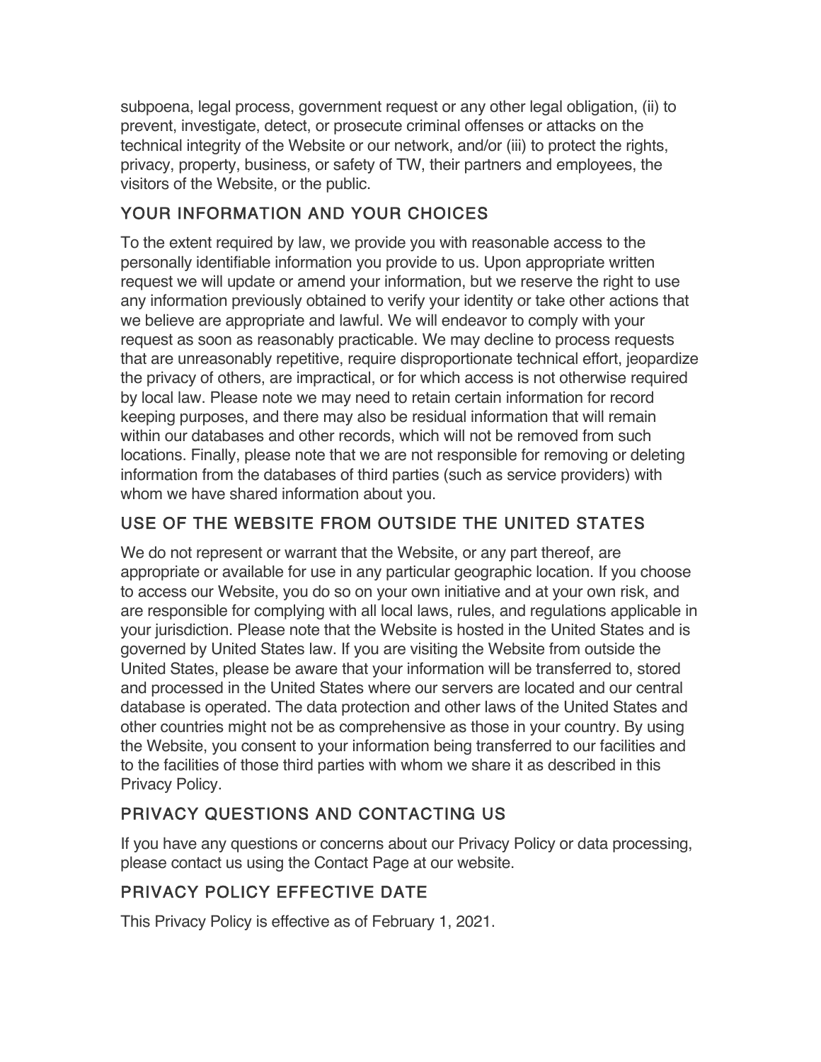subpoena, legal process, government request or any other legal obligation, (ii) to prevent, investigate, detect, or prosecute criminal offenses or attacks on the technical integrity of the Website or our network, and/or (iii) to protect the rights, privacy, property, business, or safety of TW, their partners and employees, the visitors of the Website, or the public.

## YOUR INFORMATION AND YOUR CHOICES

To the extent required by law, we provide you with reasonable access to the personally identifiable information you provide to us. Upon appropriate written request we will update or amend your information, but we reserve the right to use any information previously obtained to verify your identity or take other actions that we believe are appropriate and lawful. We will endeavor to comply with your request as soon as reasonably practicable. We may decline to process requests that are unreasonably repetitive, require disproportionate technical effort, jeopardize the privacy of others, are impractical, or for which access is not otherwise required by local law. Please note we may need to retain certain information for record keeping purposes, and there may also be residual information that will remain within our databases and other records, which will not be removed from such locations. Finally, please note that we are not responsible for removing or deleting information from the databases of third parties (such as service providers) with whom we have shared information about you.

## USE OF THE WEBSITE FROM OUTSIDE THE UNITED STATES

We do not represent or warrant that the Website, or any part thereof, are appropriate or available for use in any particular geographic location. If you choose to access our Website, you do so on your own initiative and at your own risk, and are responsible for complying with all local laws, rules, and regulations applicable in your jurisdiction. Please note that the Website is hosted in the United States and is governed by United States law. If you are visiting the Website from outside the United States, please be aware that your information will be transferred to, stored and processed in the United States where our servers are located and our central database is operated. The data protection and other laws of the United States and other countries might not be as comprehensive as those in your country. By using the Website, you consent to your information being transferred to our facilities and to the facilities of those third parties with whom we share it as described in this Privacy Policy.

## PRIVACY QUESTIONS AND CONTACTING US

If you have any questions or concerns about our Privacy Policy or data processing, please contact us using the Contact Page at our website.

## PRIVACY POLICY EFFECTIVE DATE

This Privacy Policy is effective as of February 1, 2021.